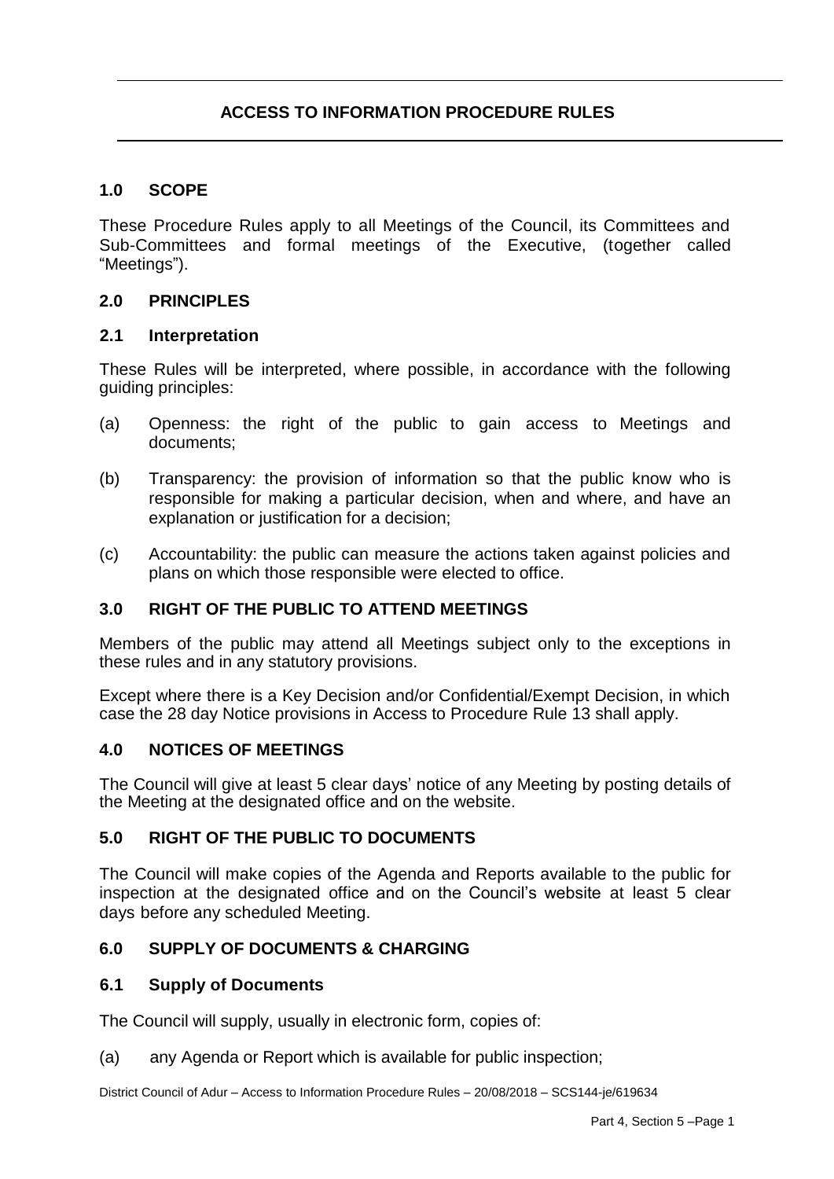# ACCESS TO INFORMATION PROCEDURE RULES

## 1.0 SCOPE

These Procedure Rules apply to all Meetings of the Council, its Committees and Sub-Committees and formal meetings of the Executive, (together called "Meetings").

## 2.0 PRINCIPLES

### 2.1 Interpretation

These Rules will be interpreted, where possible, in accordance with the following guiding principles:

(a) Openness: the right of the public to gain access to Meetings and documents;

(b) Transparency: the provision of information so that the public know who is responsible for making a particular decision, when and where, and have an explanation or justification for a decision;

(c) Accountability: the public can measure the actions taken against policies and plans on which those responsible were elected to office.

## 3.0 RIGHT OF THE PUBLIC TO ATTEND MEETINGS

Members of the public may attend all Meetings subject only to the exceptions in these rules and in any statutory provisions.

Except where there is a Key Decision and/or Confidential/Exempt Decision, in which case the 28 day Notice provisions in Access to Procedure Rule 13 shall apply.

## 4.0 NOTICES OF MEETINGS

The Council will give at least 5 clear days' notice of any Meeting by posting details of the Meeting at the designated office and on the website.

## 5.0 RIGHT OF THE PUBLIC TO DOCUMENTS

The Council will make copies of the Agenda and Reports available to the public for inspection at the designated office and on the Council's website at least 5 clear days before any scheduled Meeting.

## 6.0 SUPPLY OF DOCUMENTS & CHARGING

### 6.1 Supply of Documents

The Council will supply, usually in electronic form, copies of:

(a) any Agenda or Report which is available for public inspection;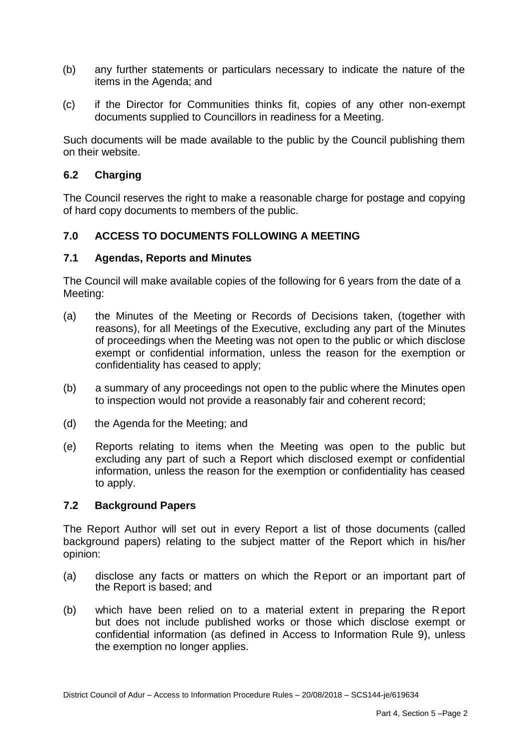(b) any further statements or particulars necessary to indicate the nature of the items in the Agenda; and

(c) if the Director for Communities thinks fit, copies of any other non-exempt documents supplied to Councillors in readiness for a Meeting.

Such documents will be made available to the public by the Council publishing them on their website.

### 6.2 Charging

The Council reserves the right to make a reasonable charge for postage and copying of hard copy documents to members of the public.

## 7.0 ACCESS TO DOCUMENTS FOLLOWING A MEETING

### 7.1 Agendas, Reports and Minutes

The Council will make available copies of the following for 6 years from the date of a Meeting:

(a) the Minutes of the Meeting or Records of Decisions taken, (together with reasons), for all Meetings of the Executive, excluding any part of the Minutes of proceedings when the Meeting was not open to the public or which disclose exempt or confidential information, unless the reason for the exemption or confidentiality has ceased to apply;

(b) a summary of any proceedings not open to the public where the Minutes open to inspection would not provide a reasonably fair and coherent record;

(d) the Agenda for the Meeting; and

(e) Reports relating to items when the Meeting was open to the public but excluding any part of such a Report which disclosed exempt or confidential information, unless the reason for the exemption or confidentiality has ceased to apply.

### 7.2 Background Papers

The Report Author will set out in every Report a list of those documents (called background papers) relating to the subject matter of the Report which in his/her opinion:

(a) disclose any facts or matters on which the Report or an important part of the Report is based; and

(b) which have been relied on to a material extent in preparing the Report but does not include published works or those which disclose exempt or confidential information (as defined in Access to Information Rule 9), unless the exemption no longer applies.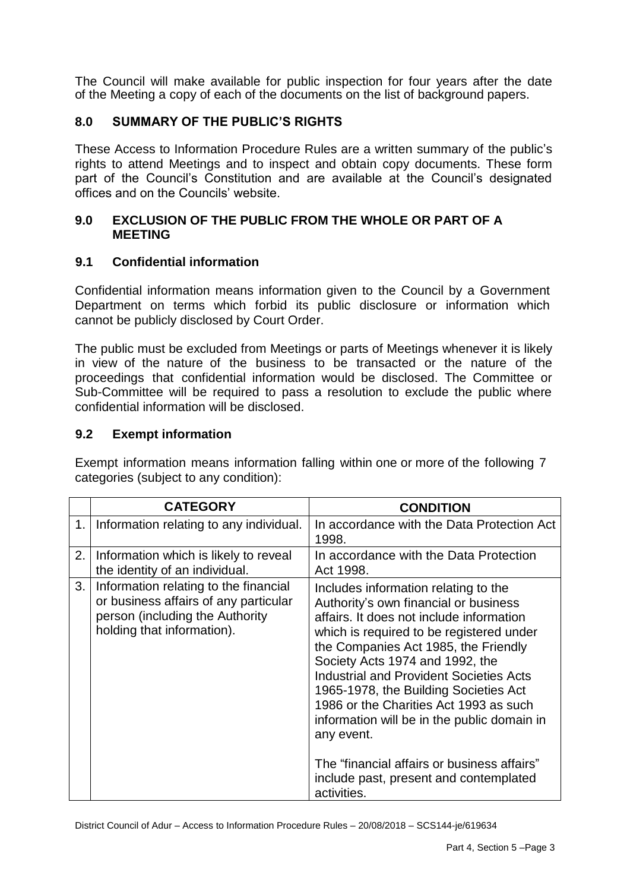The Council will make available for public inspection for four years after the date of the Meeting a copy of each of the documents on the list of background papers.

## 8.0 SUMMARY OF THE PUBLIC'S RIGHTS

These Access to Information Procedure Rules are a written summary of the public's rights to attend Meetings and to inspect and obtain copy documents. These form part of the Council's Constitution and are available at the Council's designated offices and on the Councils' website.

## 9.0 EXCLUSION OF THE PUBLIC FROM THE WHOLE OR PART OF A MEETING

### 9.1 Confidential information

Confidential information means information given to the Council by a Government Department on terms which forbid its public disclosure or information which cannot be publicly disclosed by Court Order.

The public must be excluded from Meetings or parts of Meetings whenever it is likely in view of the nature of the business to be transacted or the nature of the proceedings that confidential information would be disclosed. The Committee or Sub-Committee will be required to pass a resolution to exclude the public where confidential information will be disclosed.

### 9.2 Exempt information

Exempt information means information falling within one or more of the following 7 categories (subject to any condition):

| | CATEGORY | CONDITION |
|---|---|---|
| 1. | Information relating to any individual. | In accordance with the Data Protection Act 1998. |
| 2. | Information which is likely to reveal the identity of an individual. | In accordance with the Data Protection Act 1998. |
| 3. | Information relating to the financial or business affairs of any particular person (including the Authority holding that information). | Includes information relating to the Authority's own financial or business affairs. It does not include information which is required to be registered under the Companies Act 1985, the Friendly Society Acts 1974 and 1992, the Industrial and Provident Societies Acts 1965-1978, the Building Societies Act 1986 or the Charities Act 1993 as such information will be in the public domain in any event.<br><br>The "financial affairs or business affairs" include past, present and contemplated activities. |

District Council of Adur – Access to Information Procedure Rules – 20/08/2018 – SCS144-je/619634

Part 4, Section 5 –Page 3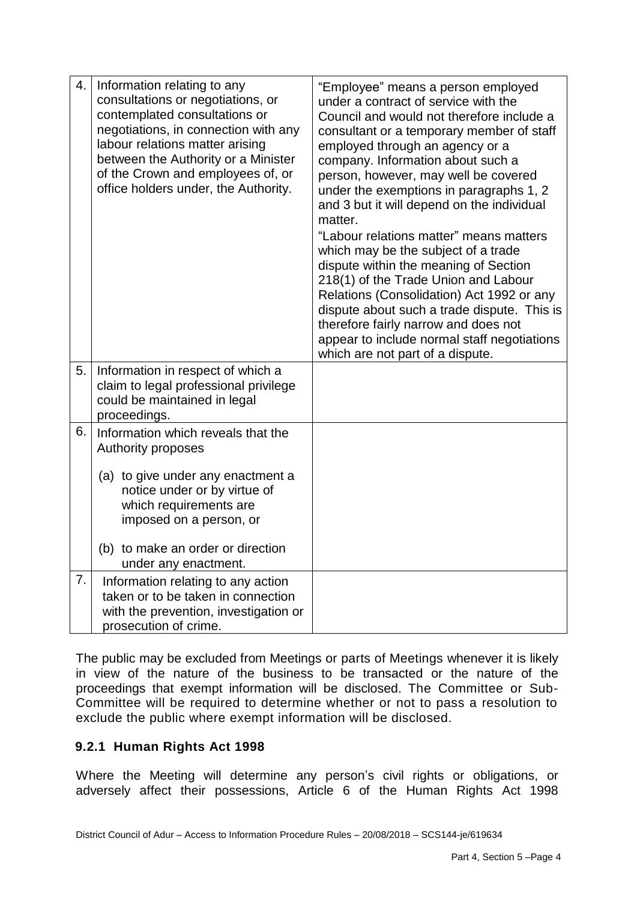| | | |
|---|---|---|
| 4. | Information relating to any consultations or negotiations, or contemplated consultations or negotiations, in connection with any labour relations matter arising between the Authority or a Minister of the Crown and employees of, or office holders under, the Authority. | "Employee" means a person employed under a contract of service with the Council and would not therefore include a consultant or a temporary member of staff employed through an agency or a company. Information about such a person, however, may well be covered under the exemptions in paragraphs 1, 2 and 3 but it will depend on the individual matter.<br>"Labour relations matter" means matters which may be the subject of a trade dispute within the meaning of Section 218(1) of the Trade Union and Labour Relations (Consolidation) Act 1992 or any dispute about such a trade dispute. This is therefore fairly narrow and does not appear to include normal staff negotiations which are not part of a dispute. |
| 5. | Information in respect of which a claim to legal professional privilege could be maintained in legal proceedings. | |
| 6. | Information which reveals that the Authority proposes<br>(a) to give under any enactment a notice under or by virtue of which requirements are imposed on a person, or<br>(b) to make an order or direction under any enactment. | |
| 7. | Information relating to any action taken or to be taken in connection with the prevention, investigation or prosecution of crime. | |

The public may be excluded from Meetings or parts of Meetings whenever it is likely in view of the nature of the business to be transacted or the nature of the proceedings that exempt information will be disclosed. The Committee or Sub-Committee will be required to determine whether or not to pass a resolution to exclude the public where exempt information will be disclosed.

### 9.2.1 Human Rights Act 1998

Where the Meeting will determine any person's civil rights or obligations, or adversely affect their possessions, Article 6 of the Human Rights Act 1998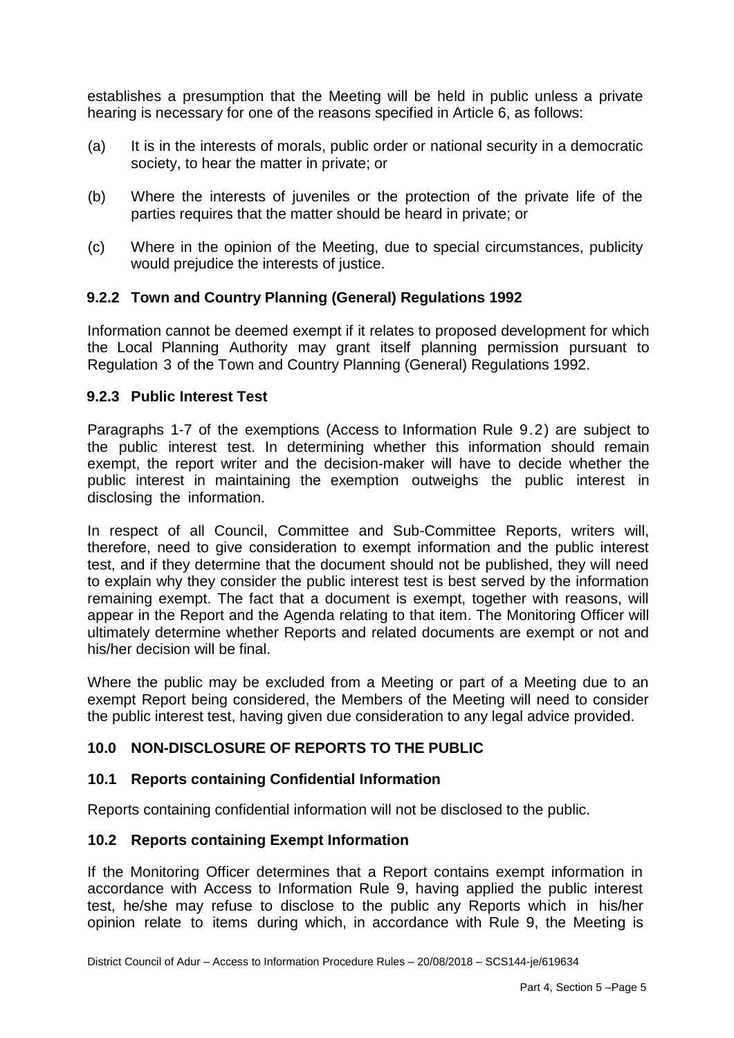establishes a presumption that the Meeting will be held in public unless a private hearing is necessary for one of the reasons specified in Article 6, as follows:

(a) It is in the interests of morals, public order or national security in a democratic society, to hear the matter in private; or

(b) Where the interests of juveniles or the protection of the private life of the parties requires that the matter should be heard in private; or

(c) Where in the opinion of the Meeting, due to special circumstances, publicity would prejudice the interests of justice.

### 9.2.2 Town and Country Planning (General) Regulations 1992

Information cannot be deemed exempt if it relates to proposed development for which the Local Planning Authority may grant itself planning permission pursuant to Regulation 3 of the Town and Country Planning (General) Regulations 1992.

### 9.2.3 Public Interest Test

Paragraphs 1-7 of the exemptions (Access to Information Rule 9.2) are subject to the public interest test. In determining whether this information should remain exempt, the report writer and the decision-maker will have to decide whether the public interest in maintaining the exemption outweighs the public interest in disclosing the information.

In respect of all Council, Committee and Sub-Committee Reports, writers will, therefore, need to give consideration to exempt information and the public interest test, and if they determine that the document should not be published, they will need to explain why they consider the public interest test is best served by the information remaining exempt. The fact that a document is exempt, together with reasons, will appear in the Report and the Agenda relating to that item. The Monitoring Officer will ultimately determine whether Reports and related documents are exempt or not and his/her decision will be final.

Where the public may be excluded from a Meeting or part of a Meeting due to an exempt Report being considered, the Members of the Meeting will need to consider the public interest test, having given due consideration to any legal advice provided.

## 10.0 NON-DISCLOSURE OF REPORTS TO THE PUBLIC

### 10.1 Reports containing Confidential Information

Reports containing confidential information will not be disclosed to the public.

### 10.2 Reports containing Exempt Information

If the Monitoring Officer determines that a Report contains exempt information in accordance with Access to Information Rule 9, having applied the public interest test, he/she may refuse to disclose to the public any Reports which in his/her opinion relate to items during which, in accordance with Rule 9, the Meeting is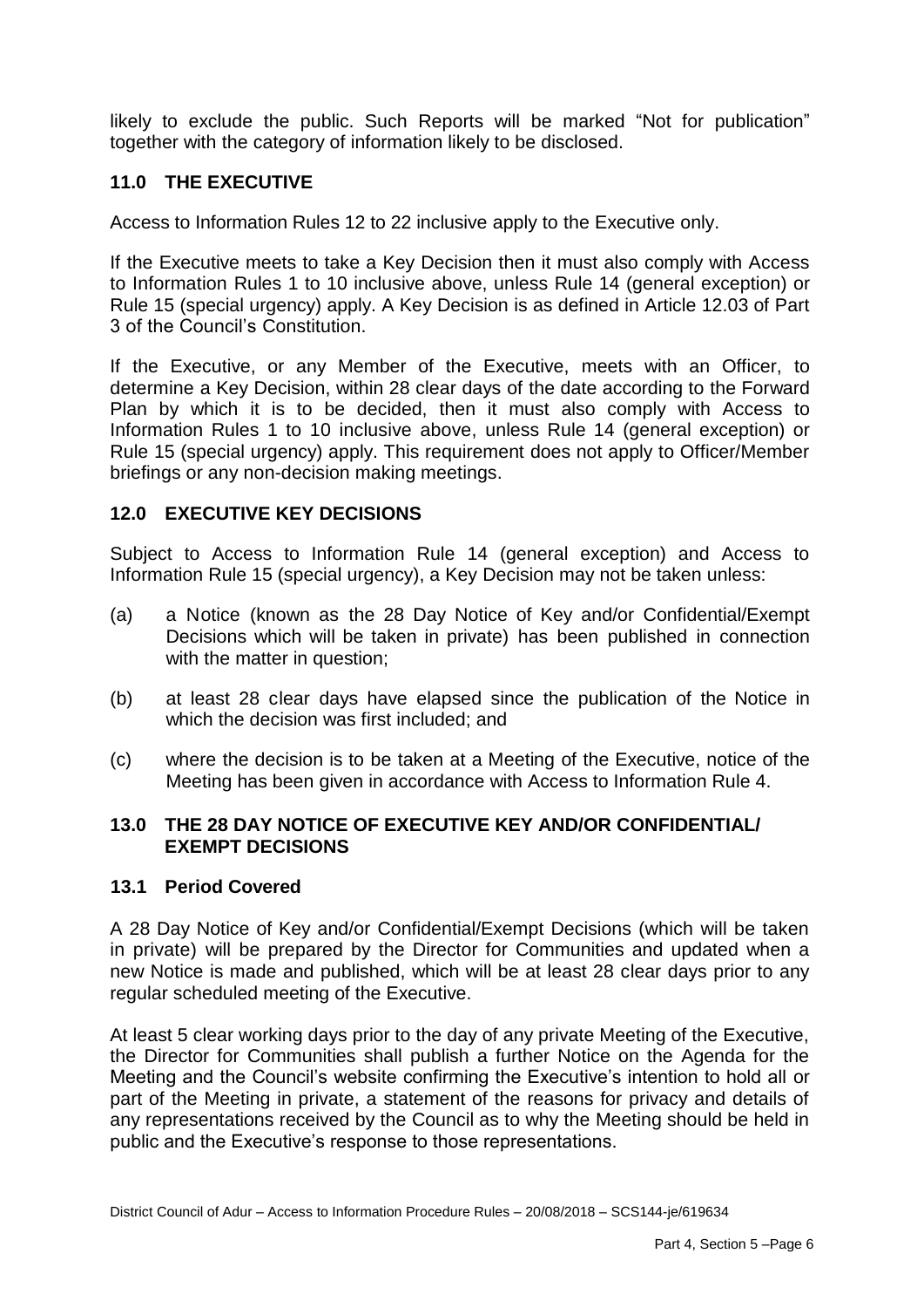likely to exclude the public. Such Reports will be marked "Not for publication" together with the category of information likely to be disclosed.

## 11.0 THE EXECUTIVE

Access to Information Rules 12 to 22 inclusive apply to the Executive only.

If the Executive meets to take a Key Decision then it must also comply with Access to Information Rules 1 to 10 inclusive above, unless Rule 14 (general exception) or Rule 15 (special urgency) apply. A Key Decision is as defined in Article 12.03 of Part 3 of the Council's Constitution.

If the Executive, or any Member of the Executive, meets with an Officer, to determine a Key Decision, within 28 clear days of the date according to the Forward Plan by which it is to be decided, then it must also comply with Access to Information Rules 1 to 10 inclusive above, unless Rule 14 (general exception) or Rule 15 (special urgency) apply. This requirement does not apply to Officer/Member briefings or any non-decision making meetings.

## 12.0 EXECUTIVE KEY DECISIONS

Subject to Access to Information Rule 14 (general exception) and Access to Information Rule 15 (special urgency), a Key Decision may not be taken unless:

(a) a Notice (known as the 28 Day Notice of Key and/or Confidential/Exempt Decisions which will be taken in private) has been published in connection with the matter in question;

(b) at least 28 clear days have elapsed since the publication of the Notice in which the decision was first included; and

(c) where the decision is to be taken at a Meeting of the Executive, notice of the Meeting has been given in accordance with Access to Information Rule 4.

## 13.0 THE 28 DAY NOTICE OF EXECUTIVE KEY AND/OR CONFIDENTIAL/ EXEMPT DECISIONS

### 13.1 Period Covered

A 28 Day Notice of Key and/or Confidential/Exempt Decisions (which will be taken in private) will be prepared by the Director for Communities and updated when a new Notice is made and published, which will be at least 28 clear days prior to any regular scheduled meeting of the Executive.

At least 5 clear working days prior to the day of any private Meeting of the Executive, the Director for Communities shall publish a further Notice on the Agenda for the Meeting and the Council's website confirming the Executive's intention to hold all or part of the Meeting in private, a statement of the reasons for privacy and details of any representations received by the Council as to why the Meeting should be held in public and the Executive's response to those representations.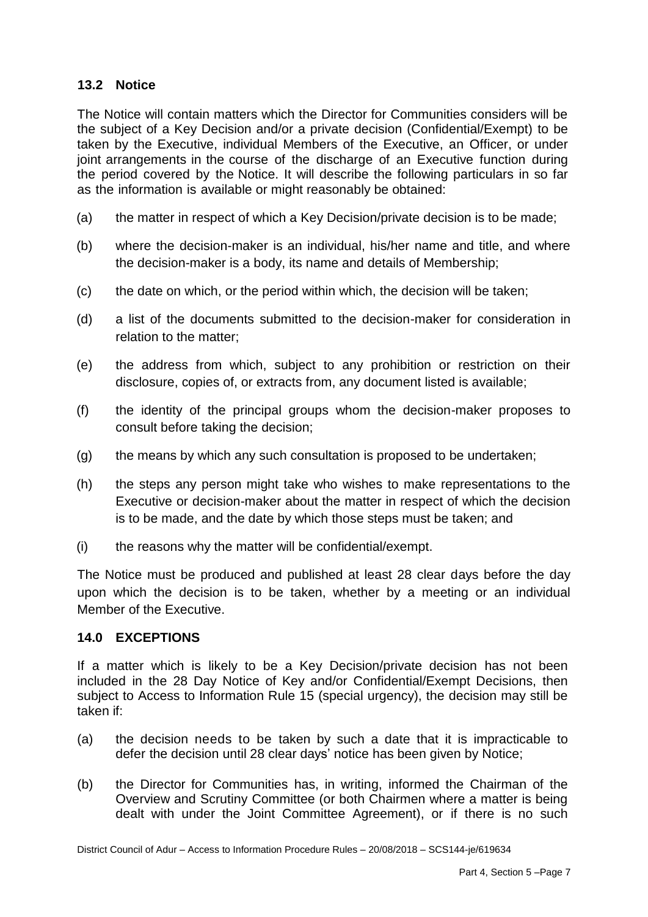### 13.2 Notice

The Notice will contain matters which the Director for Communities considers will be the subject of a Key Decision and/or a private decision (Confidential/Exempt) to be taken by the Executive, individual Members of the Executive, an Officer, or under joint arrangements in the course of the discharge of an Executive function during the period covered by the Notice. It will describe the following particulars in so far as the information is available or might reasonably be obtained:

(a) the matter in respect of which a Key Decision/private decision is to be made;

(b) where the decision-maker is an individual, his/her name and title, and where the decision-maker is a body, its name and details of Membership;

(c) the date on which, or the period within which, the decision will be taken;

(d) a list of the documents submitted to the decision-maker for consideration in relation to the matter;

(e) the address from which, subject to any prohibition or restriction on their disclosure, copies of, or extracts from, any document listed is available;

(f) the identity of the principal groups whom the decision-maker proposes to consult before taking the decision;

(g) the means by which any such consultation is proposed to be undertaken;

(h) the steps any person might take who wishes to make representations to the Executive or decision-maker about the matter in respect of which the decision is to be made, and the date by which those steps must be taken; and

(i) the reasons why the matter will be confidential/exempt.

The Notice must be produced and published at least 28 clear days before the day upon which the decision is to be taken, whether by a meeting or an individual Member of the Executive.

## 14.0 EXCEPTIONS

If a matter which is likely to be a Key Decision/private decision has not been included in the 28 Day Notice of Key and/or Confidential/Exempt Decisions, then subject to Access to Information Rule 15 (special urgency), the decision may still be taken if:

(a) the decision needs to be taken by such a date that it is impracticable to defer the decision until 28 clear days' notice has been given by Notice;

(b) the Director for Communities has, in writing, informed the Chairman of the Overview and Scrutiny Committee (or both Chairmen where a matter is being dealt with under the Joint Committee Agreement), or if there is no such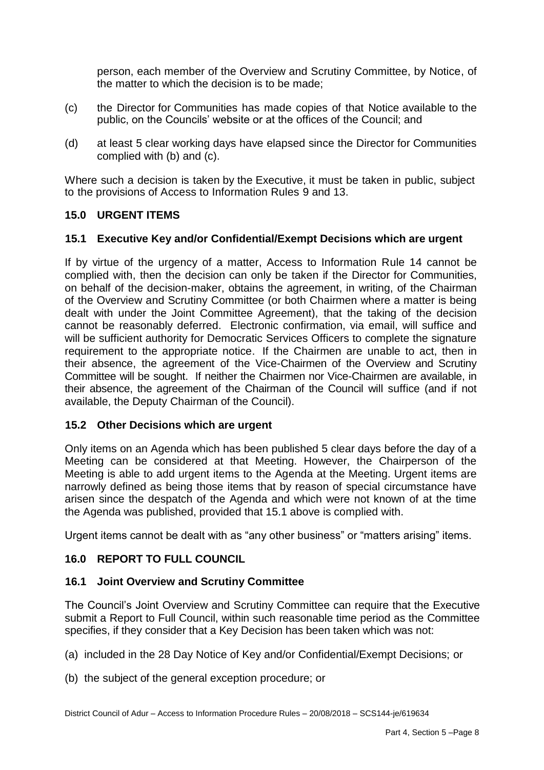person, each member of the Overview and Scrutiny Committee, by Notice, of the matter to which the decision is to be made;

(c) the Director for Communities has made copies of that Notice available to the public, on the Councils' website or at the offices of the Council; and

(d) at least 5 clear working days have elapsed since the Director for Communities complied with (b) and (c).

Where such a decision is taken by the Executive, it must be taken in public, subject to the provisions of Access to Information Rules 9 and 13.

## 15.0 URGENT ITEMS

### 15.1 Executive Key and/or Confidential/Exempt Decisions which are urgent

If by virtue of the urgency of a matter, Access to Information Rule 14 cannot be complied with, then the decision can only be taken if the Director for Communities, on behalf of the decision-maker, obtains the agreement, in writing, of the Chairman of the Overview and Scrutiny Committee (or both Chairmen where a matter is being dealt with under the Joint Committee Agreement), that the taking of the decision cannot be reasonably deferred. Electronic confirmation, via email, will suffice and will be sufficient authority for Democratic Services Officers to complete the signature requirement to the appropriate notice. If the Chairmen are unable to act, then in their absence, the agreement of the Vice-Chairmen of the Overview and Scrutiny Committee will be sought. If neither the Chairmen nor Vice-Chairmen are available, in their absence, the agreement of the Chairman of the Council will suffice (and if not available, the Deputy Chairman of the Council).

### 15.2 Other Decisions which are urgent

Only items on an Agenda which has been published 5 clear days before the day of a Meeting can be considered at that Meeting. However, the Chairperson of the Meeting is able to add urgent items to the Agenda at the Meeting. Urgent items are narrowly defined as being those items that by reason of special circumstance have arisen since the despatch of the Agenda and which were not known of at the time the Agenda was published, provided that 15.1 above is complied with.

Urgent items cannot be dealt with as "any other business" or "matters arising" items.

## 16.0 REPORT TO FULL COUNCIL

### 16.1 Joint Overview and Scrutiny Committee

The Council's Joint Overview and Scrutiny Committee can require that the Executive submit a Report to Full Council, within such reasonable time period as the Committee specifies, if they consider that a Key Decision has been taken which was not:

(a) included in the 28 Day Notice of Key and/or Confidential/Exempt Decisions; or

(b) the subject of the general exception procedure; or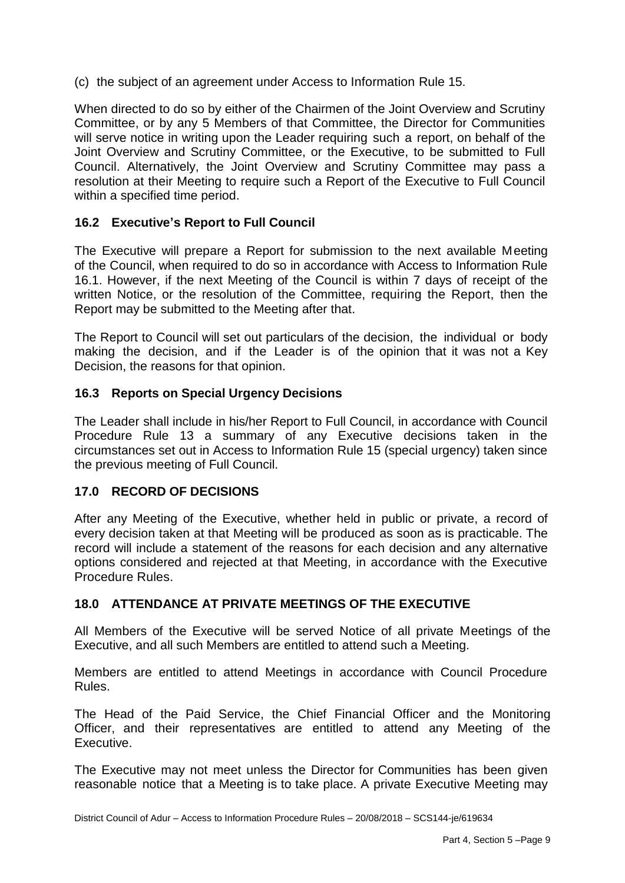(c) the subject of an agreement under Access to Information Rule 15.

When directed to do so by either of the Chairmen of the Joint Overview and Scrutiny Committee, or by any 5 Members of that Committee, the Director for Communities will serve notice in writing upon the Leader requiring such a report, on behalf of the Joint Overview and Scrutiny Committee, or the Executive, to be submitted to Full Council. Alternatively, the Joint Overview and Scrutiny Committee may pass a resolution at their Meeting to require such a Report of the Executive to Full Council within a specified time period.

### 16.2 Executive's Report to Full Council

The Executive will prepare a Report for submission to the next available Meeting of the Council, when required to do so in accordance with Access to Information Rule 16.1. However, if the next Meeting of the Council is within 7 days of receipt of the written Notice, or the resolution of the Committee, requiring the Report, then the Report may be submitted to the Meeting after that.

The Report to Council will set out particulars of the decision, the individual or body making the decision, and if the Leader is of the opinion that it was not a Key Decision, the reasons for that opinion.

### 16.3 Reports on Special Urgency Decisions

The Leader shall include in his/her Report to Full Council, in accordance with Council Procedure Rule 13 a summary of any Executive decisions taken in the circumstances set out in Access to Information Rule 15 (special urgency) taken since the previous meeting of Full Council.

## 17.0 RECORD OF DECISIONS

After any Meeting of the Executive, whether held in public or private, a record of every decision taken at that Meeting will be produced as soon as is practicable. The record will include a statement of the reasons for each decision and any alternative options considered and rejected at that Meeting, in accordance with the Executive Procedure Rules.

## 18.0 ATTENDANCE AT PRIVATE MEETINGS OF THE EXECUTIVE

All Members of the Executive will be served Notice of all private Meetings of the Executive, and all such Members are entitled to attend such a Meeting.

Members are entitled to attend Meetings in accordance with Council Procedure Rules.

The Head of the Paid Service, the Chief Financial Officer and the Monitoring Officer, and their representatives are entitled to attend any Meeting of the Executive.

The Executive may not meet unless the Director for Communities has been given reasonable notice that a Meeting is to take place. A private Executive Meeting may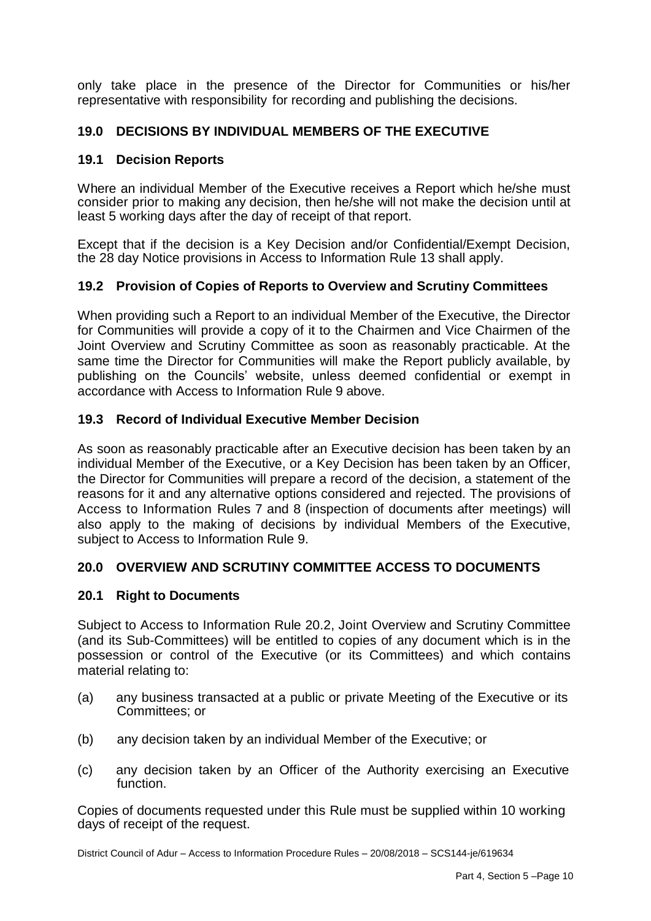only take place in the presence of the Director for Communities or his/her representative with responsibility for recording and publishing the decisions.

## 19.0 DECISIONS BY INDIVIDUAL MEMBERS OF THE EXECUTIVE

### 19.1 Decision Reports

Where an individual Member of the Executive receives a Report which he/she must consider prior to making any decision, then he/she will not make the decision until at least 5 working days after the day of receipt of that report.

Except that if the decision is a Key Decision and/or Confidential/Exempt Decision, the 28 day Notice provisions in Access to Information Rule 13 shall apply.

### 19.2 Provision of Copies of Reports to Overview and Scrutiny Committees

When providing such a Report to an individual Member of the Executive, the Director for Communities will provide a copy of it to the Chairmen and Vice Chairmen of the Joint Overview and Scrutiny Committee as soon as reasonably practicable. At the same time the Director for Communities will make the Report publicly available, by publishing on the Councils' website, unless deemed confidential or exempt in accordance with Access to Information Rule 9 above.

### 19.3 Record of Individual Executive Member Decision

As soon as reasonably practicable after an Executive decision has been taken by an individual Member of the Executive, or a Key Decision has been taken by an Officer, the Director for Communities will prepare a record of the decision, a statement of the reasons for it and any alternative options considered and rejected. The provisions of Access to Information Rules 7 and 8 (inspection of documents after meetings) will also apply to the making of decisions by individual Members of the Executive, subject to Access to Information Rule 9.

## 20.0 OVERVIEW AND SCRUTINY COMMITTEE ACCESS TO DOCUMENTS

### 20.1 Right to Documents

Subject to Access to Information Rule 20.2, Joint Overview and Scrutiny Committee (and its Sub-Committees) will be entitled to copies of any document which is in the possession or control of the Executive (or its Committees) and which contains material relating to:

(a) any business transacted at a public or private Meeting of the Executive or its Committees; or

(b) any decision taken by an individual Member of the Executive; or

(c) any decision taken by an Officer of the Authority exercising an Executive function.

Copies of documents requested under this Rule must be supplied within 10 working days of receipt of the request.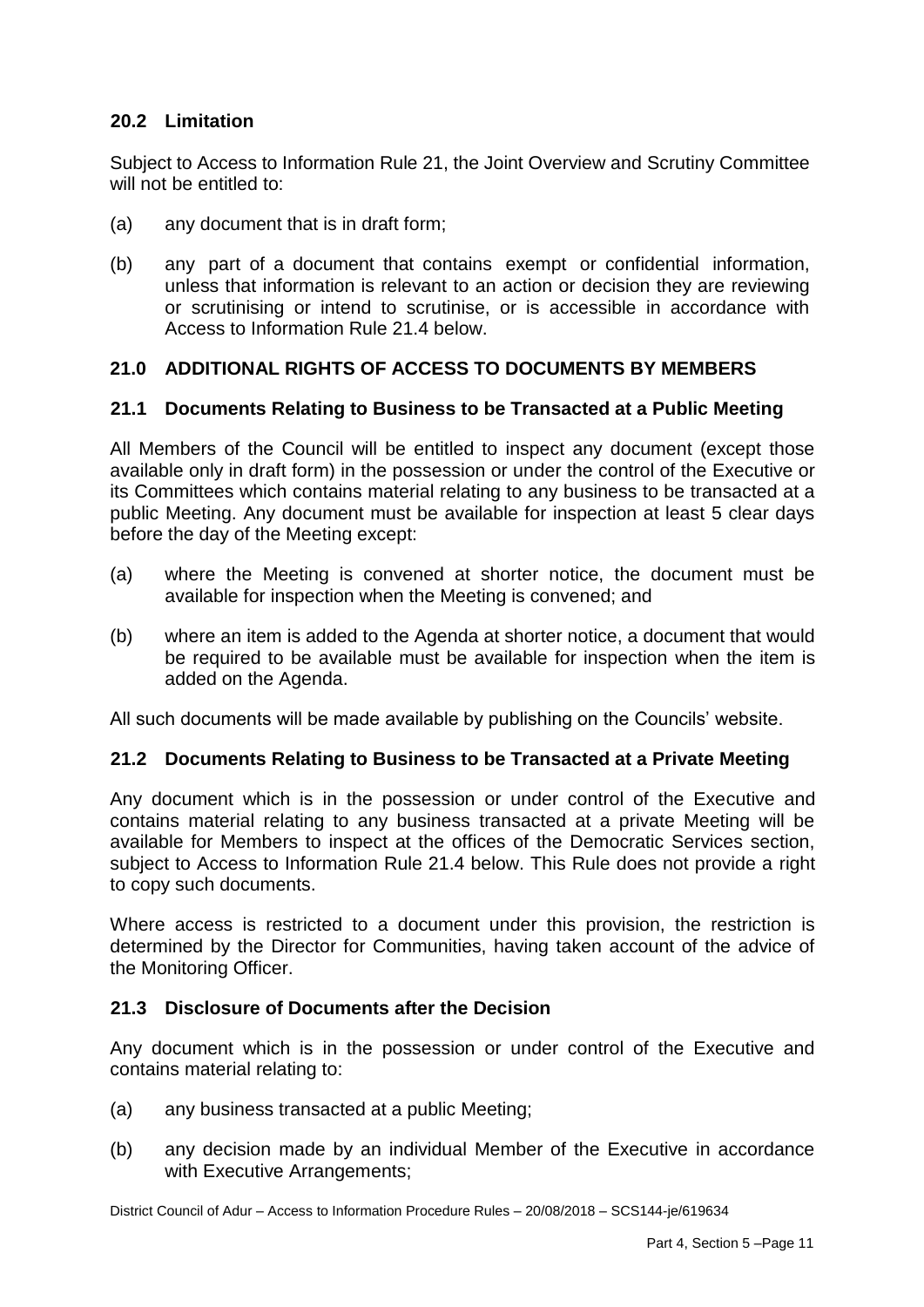### 20.2 Limitation

Subject to Access to Information Rule 21, the Joint Overview and Scrutiny Committee will not be entitled to:

(a) any document that is in draft form;

(b) any part of a document that contains exempt or confidential information, unless that information is relevant to an action or decision they are reviewing or scrutinising or intend to scrutinise, or is accessible in accordance with Access to Information Rule 21.4 below.

## 21.0 ADDITIONAL RIGHTS OF ACCESS TO DOCUMENTS BY MEMBERS

### 21.1 Documents Relating to Business to be Transacted at a Public Meeting

All Members of the Council will be entitled to inspect any document (except those available only in draft form) in the possession or under the control of the Executive or its Committees which contains material relating to any business to be transacted at a public Meeting. Any document must be available for inspection at least 5 clear days before the day of the Meeting except:

(a) where the Meeting is convened at shorter notice, the document must be available for inspection when the Meeting is convened; and

(b) where an item is added to the Agenda at shorter notice, a document that would be required to be available must be available for inspection when the item is added on the Agenda.

All such documents will be made available by publishing on the Councils' website.

### 21.2 Documents Relating to Business to be Transacted at a Private Meeting

Any document which is in the possession or under control of the Executive and contains material relating to any business transacted at a private Meeting will be available for Members to inspect at the offices of the Democratic Services section, subject to Access to Information Rule 21.4 below. This Rule does not provide a right to copy such documents.

Where access is restricted to a document under this provision, the restriction is determined by the Director for Communities, having taken account of the advice of the Monitoring Officer.

### 21.3 Disclosure of Documents after the Decision

Any document which is in the possession or under control of the Executive and contains material relating to:

(a) any business transacted at a public Meeting;

(b) any decision made by an individual Member of the Executive in accordance with Executive Arrangements;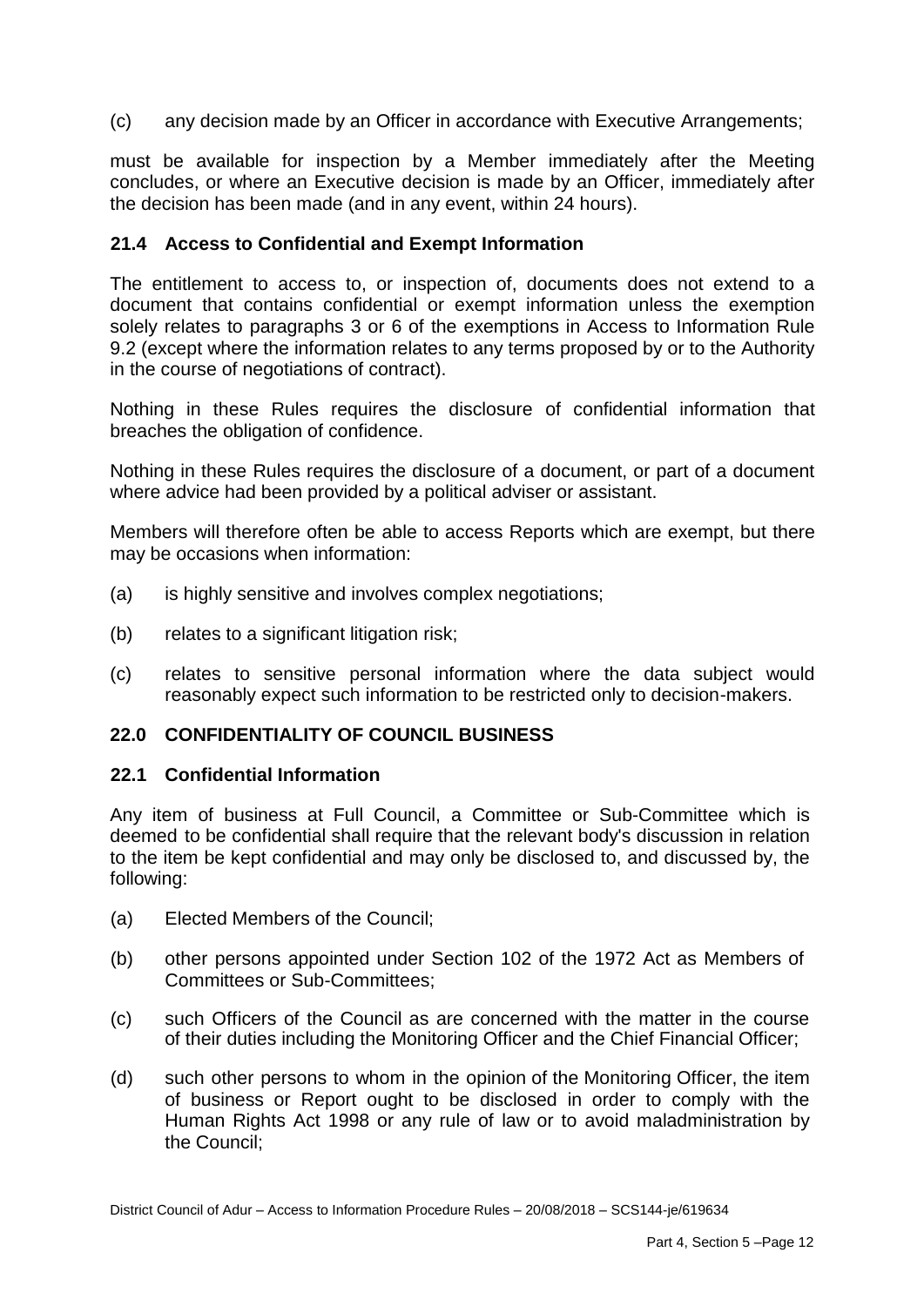(c) any decision made by an Officer in accordance with Executive Arrangements;

must be available for inspection by a Member immediately after the Meeting concludes, or where an Executive decision is made by an Officer, immediately after the decision has been made (and in any event, within 24 hours).

### 21.4 Access to Confidential and Exempt Information

The entitlement to access to, or inspection of, documents does not extend to a document that contains confidential or exempt information unless the exemption solely relates to paragraphs 3 or 6 of the exemptions in Access to Information Rule 9.2 (except where the information relates to any terms proposed by or to the Authority in the course of negotiations of contract).

Nothing in these Rules requires the disclosure of confidential information that breaches the obligation of confidence.

Nothing in these Rules requires the disclosure of a document, or part of a document where advice had been provided by a political adviser or assistant.

Members will therefore often be able to access Reports which are exempt, but there may be occasions when information:

(a) is highly sensitive and involves complex negotiations;

(b) relates to a significant litigation risk;

(c) relates to sensitive personal information where the data subject would reasonably expect such information to be restricted only to decision-makers.

## 22.0 CONFIDENTIALITY OF COUNCIL BUSINESS

### 22.1 Confidential Information

Any item of business at Full Council, a Committee or Sub-Committee which is deemed to be confidential shall require that the relevant body's discussion in relation to the item be kept confidential and may only be disclosed to, and discussed by, the following:

(a) Elected Members of the Council;

(b) other persons appointed under Section 102 of the 1972 Act as Members of Committees or Sub-Committees;

(c) such Officers of the Council as are concerned with the matter in the course of their duties including the Monitoring Officer and the Chief Financial Officer;

(d) such other persons to whom in the opinion of the Monitoring Officer, the item of business or Report ought to be disclosed in order to comply with the Human Rights Act 1998 or any rule of law or to avoid maladministration by the Council;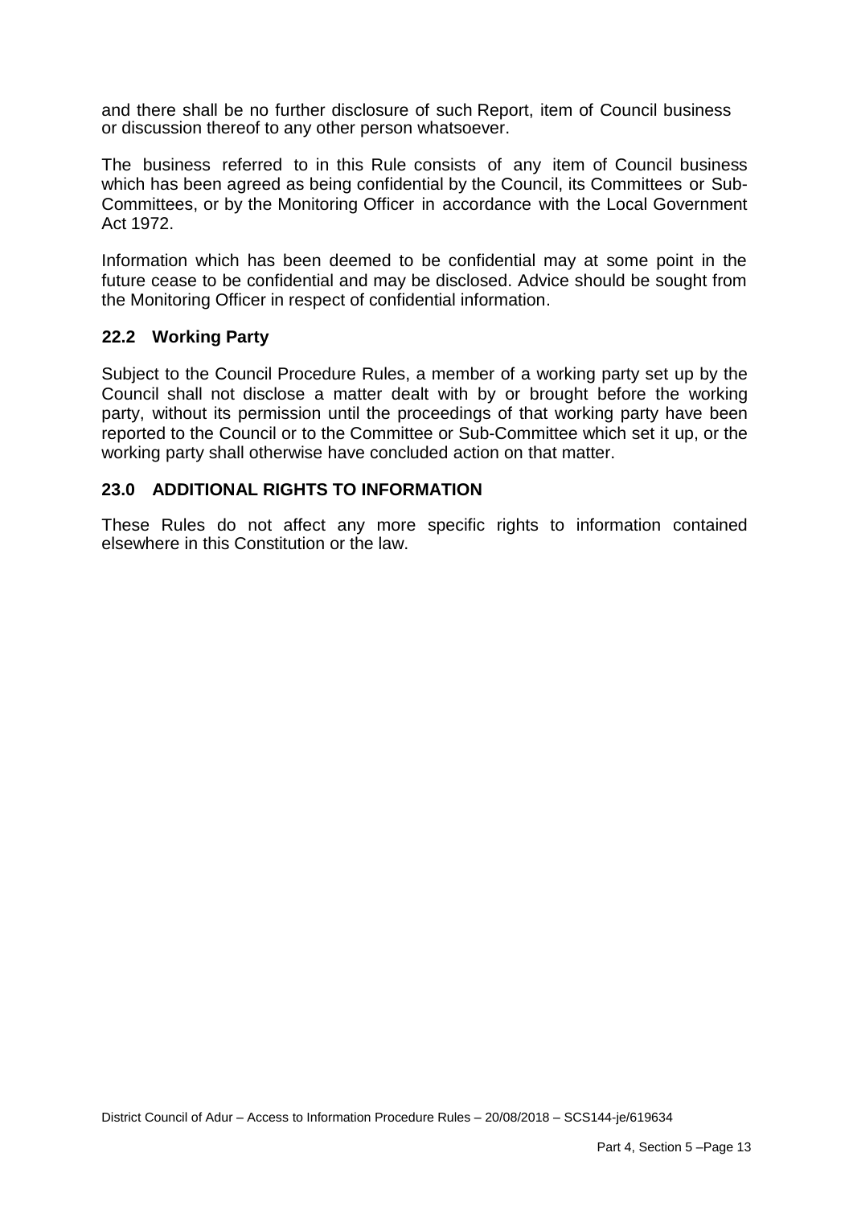and there shall be no further disclosure of such Report, item of Council business or discussion thereof to any other person whatsoever.

The business referred to in this Rule consists of any item of Council business which has been agreed as being confidential by the Council, its Committees or Sub-Committees, or by the Monitoring Officer in accordance with the Local Government Act 1972.

Information which has been deemed to be confidential may at some point in the future cease to be confidential and may be disclosed. Advice should be sought from the Monitoring Officer in respect of confidential information.

### 22.2 Working Party

Subject to the Council Procedure Rules, a member of a working party set up by the Council shall not disclose a matter dealt with by or brought before the working party, without its permission until the proceedings of that working party have been reported to the Council or to the Committee or Sub-Committee which set it up, or the working party shall otherwise have concluded action on that matter.

## 23.0 ADDITIONAL RIGHTS TO INFORMATION

These Rules do not affect any more specific rights to information contained elsewhere in this Constitution or the law.